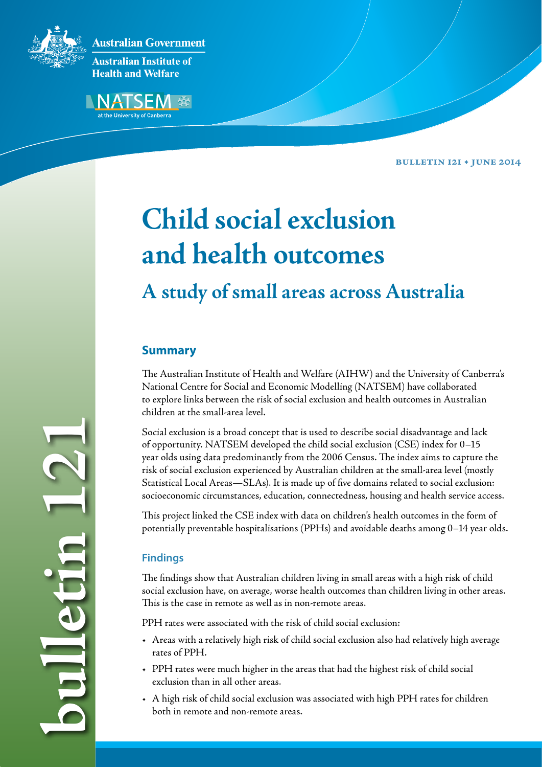Australian Government

Australian Institute of Health and Welfare

NATSEM at the University of Canberra

bulletin 121 • june 2014

# Child social exclusion and health outcomes

## A study of small areas across Australia

### Summary

The Australian Institute of Health and Welfare (AIHW) and the University of Canberra's National Centre for Social and Economic Modelling (NATSEM) have collaborated to explore links between the risk of social exclusion and health outcomes in Australian children at the small-area level.

Social exclusion is a broad concept that is used to describe social disadvantage and lack of opportunity. NATSEM developed the child social exclusion (CSE) index for 0–15 year olds using data predominantly from the 2006 Census. The index aims to capture the risk of social exclusion experienced by Australian children at the small-area level (mostly Statistical Local Areas—SLAs). It is made up of five domains related to social exclusion: socioeconomic circumstances, education, connectedness, housing and health service access.

This project linked the CSE index with data on children's health outcomes in the form of potentially preventable hospitalisations (PPHs) and avoidable deaths among 0–14 year olds.

#### Findings

The findings show that Australian children living in small areas with a high risk of child social exclusion have, on average, worse health outcomes than children living in other areas. This is the case in remote as well as in non-remote areas.

PPH rates were associated with the risk of child social exclusion:

- Areas with a relatively high risk of child social exclusion also had relatively high average rates of PPH.
- PPH rates were much higher in the areas that had the highest risk of child social exclusion than in all other areas.
- A high risk of child social exclusion was associated with high PPH rates for children both in remote and non-remote areas.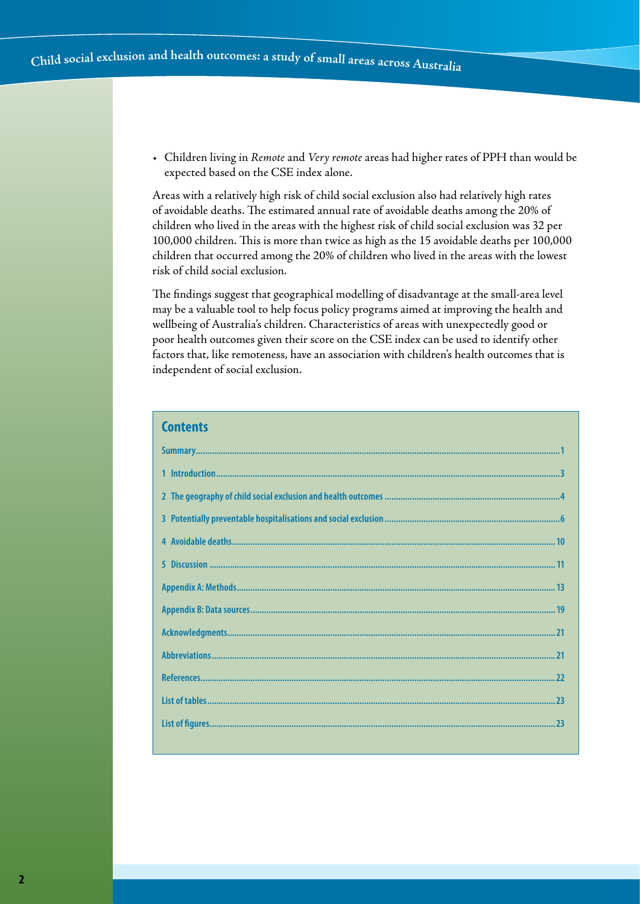- Children living in *Remote* and *Very remote* areas had higher rates of PPH than would be expected based on the CSE index alone.

Areas with a relatively high risk of child social exclusion also had relatively high rates of avoidable deaths. The estimated annual rate of avoidable deaths among the 20% of children who lived in the areas with the highest risk of child social exclusion was 32 per 100,000 children. This is more than twice as high as the 15 avoidable deaths per 100,000 children that occurred among the 20% of children who lived in the areas with the lowest risk of child social exclusion.

The findings suggest that geographical modelling of disadvantage at the small-area level may be a valuable tool to help focus policy programs aimed at improving the health and wellbeing of Australia's children. Characteristics of areas with unexpectedly good or poor health outcomes given their score on the CSE index can be used to identify other factors that, like remoteness, have an association with children's health outcomes that is independent of social exclusion.

## Contents

- Summary....1
- 1 Introduction....3
- 2 The geography of child social exclusion and health outcomes....4
- 3 Potentially preventable hospitalisations and social exclusion....6
- 4 Avoidable deaths....10
- 5 Discussion....11
- Appendix A: Methods....13
- Appendix B: Data sources....19
- Acknowledgments....21
- Abbreviations....21
- References....22
- List of tables....23
- List of figures....23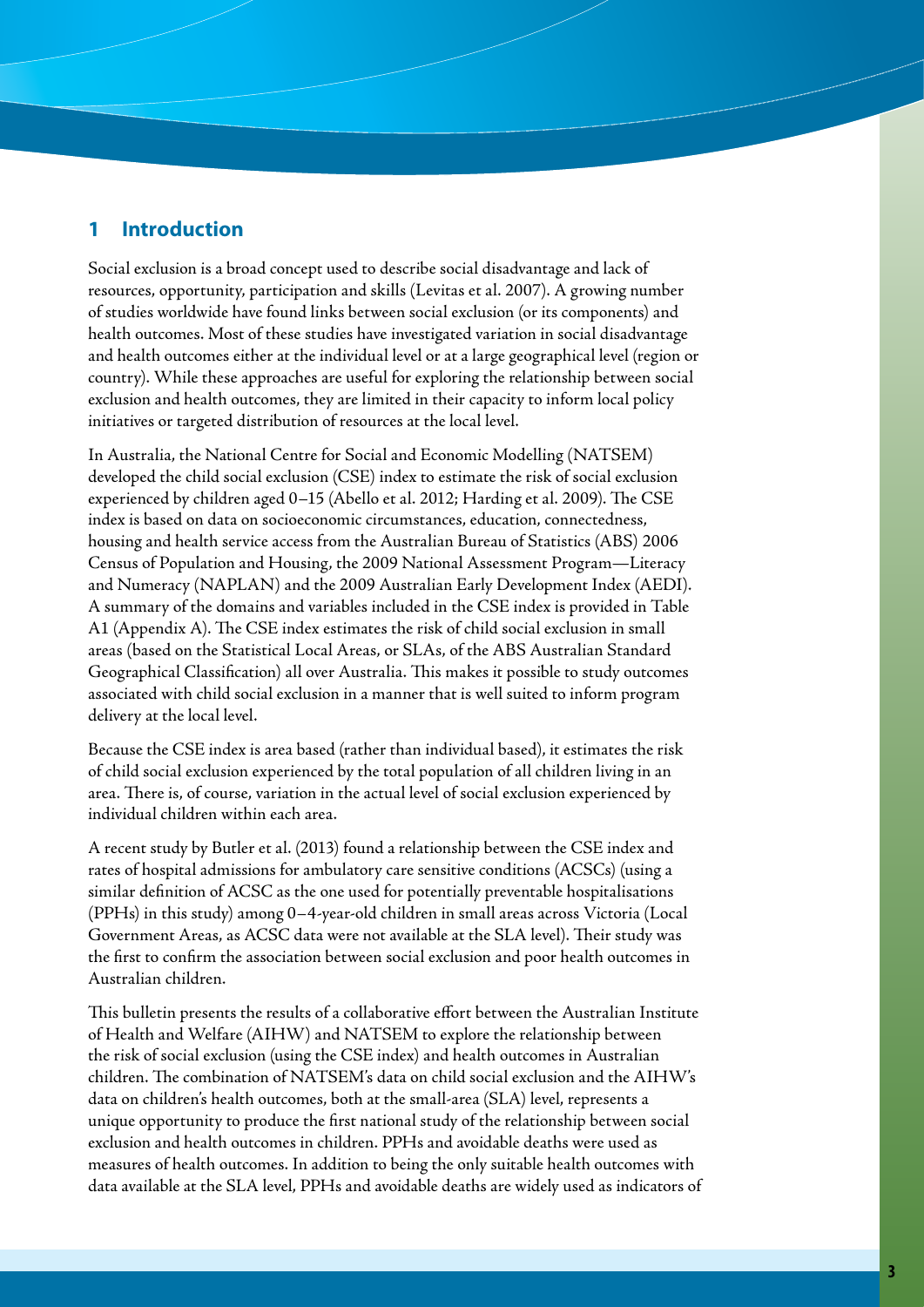# 1 Introduction

Social exclusion is a broad concept used to describe social disadvantage and lack of resources, opportunity, participation and skills (Levitas et al. 2007). A growing number of studies worldwide have found links between social exclusion (or its components) and health outcomes. Most of these studies have investigated variation in social disadvantage and health outcomes either at the individual level or at a large geographical level (region or country). While these approaches are useful for exploring the relationship between social exclusion and health outcomes, they are limited in their capacity to inform local policy initiatives or targeted distribution of resources at the local level.

In Australia, the National Centre for Social and Economic Modelling (NATSEM) developed the child social exclusion (CSE) index to estimate the risk of social exclusion experienced by children aged 0–15 (Abello et al. 2012; Harding et al. 2009). The CSE index is based on data on socioeconomic circumstances, education, connectedness, housing and health service access from the Australian Bureau of Statistics (ABS) 2006 Census of Population and Housing, the 2009 National Assessment Program—Literacy and Numeracy (NAPLAN) and the 2009 Australian Early Development Index (AEDI). A summary of the domains and variables included in the CSE index is provided in Table A1 (Appendix A). The CSE index estimates the risk of child social exclusion in small areas (based on the Statistical Local Areas, or SLAs, of the ABS Australian Standard Geographical Classification) all over Australia. This makes it possible to study outcomes associated with child social exclusion in a manner that is well suited to inform program delivery at the local level.

Because the CSE index is area based (rather than individual based), it estimates the risk of child social exclusion experienced by the total population of all children living in an area. There is, of course, variation in the actual level of social exclusion experienced by individual children within each area.

A recent study by Butler et al. (2013) found a relationship between the CSE index and rates of hospital admissions for ambulatory care sensitive conditions (ACSCs) (using a similar definition of ACSC as the one used for potentially preventable hospitalisations (PPHs) in this study) among 0–4-year-old children in small areas across Victoria (Local Government Areas, as ACSC data were not available at the SLA level). Their study was the first to confirm the association between social exclusion and poor health outcomes in Australian children.

This bulletin presents the results of a collaborative effort between the Australian Institute of Health and Welfare (AIHW) and NATSEM to explore the relationship between the risk of social exclusion (using the CSE index) and health outcomes in Australian children. The combination of NATSEM's data on child social exclusion and the AIHW's data on children's health outcomes, both at the small-area (SLA) level, represents a unique opportunity to produce the first national study of the relationship between social exclusion and health outcomes in children. PPHs and avoidable deaths were used as measures of health outcomes. In addition to being the only suitable health outcomes with data available at the SLA level, PPHs and avoidable deaths are widely used as indicators of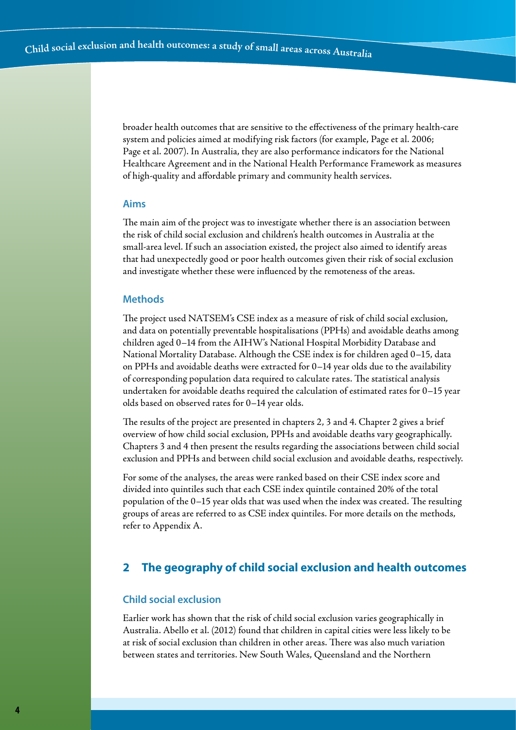broader health outcomes that are sensitive to the effectiveness of the primary health-care system and policies aimed at modifying risk factors (for example, Page et al. 2006; Page et al. 2007). In Australia, they are also performance indicators for the National Healthcare Agreement and in the National Health Performance Framework as measures of high-quality and affordable primary and community health services.

### Aims

The main aim of the project was to investigate whether there is an association between the risk of child social exclusion and children's health outcomes in Australia at the small-area level. If such an association existed, the project also aimed to identify areas that had unexpectedly good or poor health outcomes given their risk of social exclusion and investigate whether these were influenced by the remoteness of the areas.

### Methods

The project used NATSEM's CSE index as a measure of risk of child social exclusion, and data on potentially preventable hospitalisations (PPHs) and avoidable deaths among children aged 0–14 from the AIHW's National Hospital Morbidity Database and National Mortality Database. Although the CSE index is for children aged 0–15, data on PPHs and avoidable deaths were extracted for 0–14 year olds due to the availability of corresponding population data required to calculate rates. The statistical analysis undertaken for avoidable deaths required the calculation of estimated rates for 0–15 year olds based on observed rates for 0–14 year olds.

The results of the project are presented in chapters 2, 3 and 4. Chapter 2 gives a brief overview of how child social exclusion, PPHs and avoidable deaths vary geographically. Chapters 3 and 4 then present the results regarding the associations between child social exclusion and PPHs and between child social exclusion and avoidable deaths, respectively.

For some of the analyses, the areas were ranked based on their CSE index score and divided into quintiles such that each CSE index quintile contained 20% of the total population of the 0–15 year olds that was used when the index was created. The resulting groups of areas are referred to as CSE index quintiles. For more details on the methods, refer to Appendix A.

## 2 The geography of child social exclusion and health outcomes

### Child social exclusion

Earlier work has shown that the risk of child social exclusion varies geographically in Australia. Abello et al. (2012) found that children in capital cities were less likely to be at risk of social exclusion than children in other areas. There was also much variation between states and territories. New South Wales, Queensland and the Northern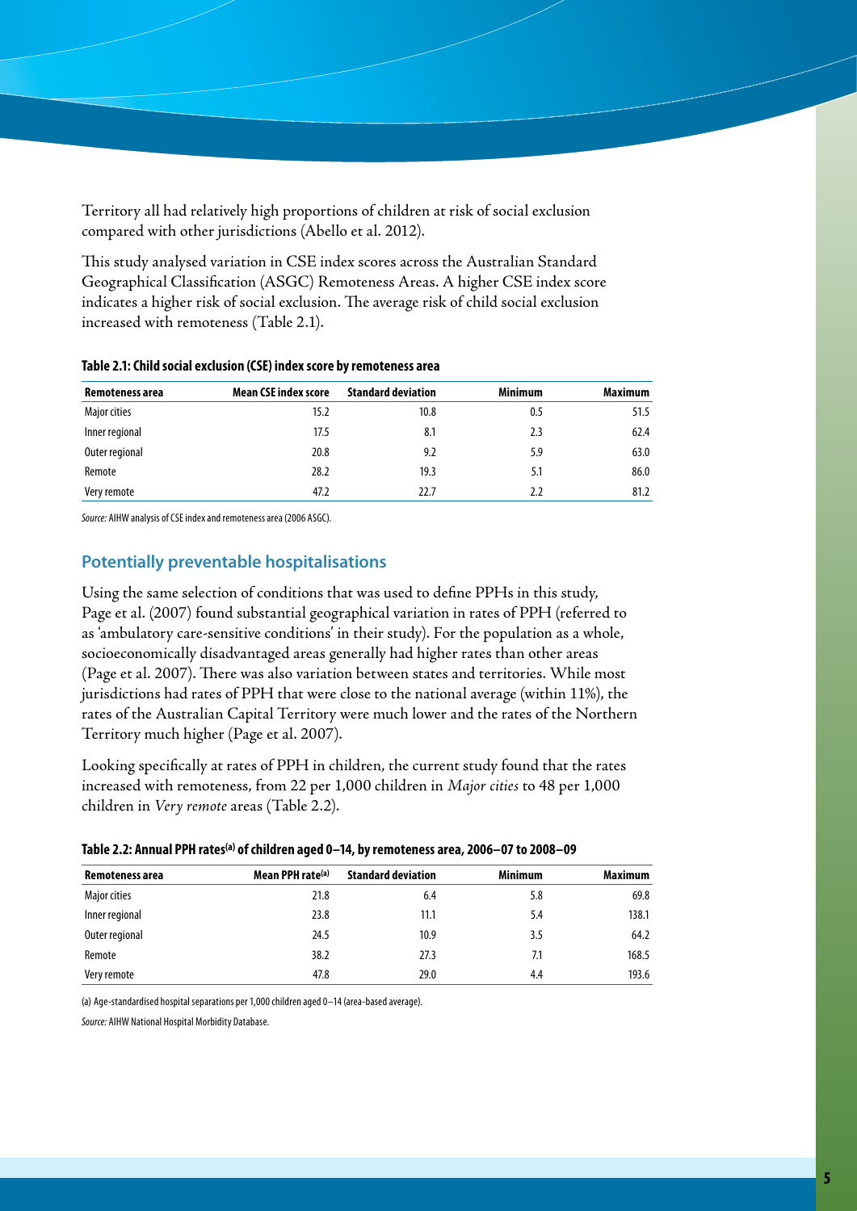Territory all had relatively high proportions of children at risk of social exclusion compared with other jurisdictions (Abello et al. 2012).

This study analysed variation in CSE index scores across the Australian Standard Geographical Classification (ASGC) Remoteness Areas. A higher CSE index score indicates a higher risk of social exclusion. The average risk of child social exclusion increased with remoteness (Table 2.1).

**Table 2.1: Child social exclusion (CSE) index score by remoteness area**

| Remoteness area | Mean CSE index score | Standard deviation | Minimum | Maximum |
|---|---|---|---|---|
| Major cities | 15.2 | 10.8 | 0.5 | 51.5 |
| Inner regional | 17.5 | 8.1 | 2.3 | 62.4 |
| Outer regional | 20.8 | 9.2 | 5.9 | 63.0 |
| Remote | 28.2 | 19.3 | 5.1 | 86.0 |
| Very remote | 47.2 | 22.7 | 2.2 | 81.2 |

*Source:* AIHW analysis of CSE index and remoteness area (2006 ASGC).

## Potentially preventable hospitalisations

Using the same selection of conditions that was used to define PPHs in this study, Page et al. (2007) found substantial geographical variation in rates of PPH (referred to as 'ambulatory care-sensitive conditions' in their study). For the population as a whole, socioeconomically disadvantaged areas generally had higher rates than other areas (Page et al. 2007). There was also variation between states and territories. While most jurisdictions had rates of PPH that were close to the national average (within 11%), the rates of the Australian Capital Territory were much lower and the rates of the Northern Territory much higher (Page et al. 2007).

Looking specifically at rates of PPH in children, the current study found that the rates increased with remoteness, from 22 per 1,000 children in *Major cities* to 48 per 1,000 children in *Very remote* areas (Table 2.2).

**Table 2.2: Annual PPH rates[(a)] of children aged 0–14, by remoteness area, 2006–07 to 2008–09**

| Remoteness area | Mean PPH rate[(a)] | Standard deviation | Minimum | Maximum |
|---|---|---|---|---|
| Major cities | 21.8 | 6.4 | 5.8 | 69.8 |
| Inner regional | 23.8 | 11.1 | 5.4 | 138.1 |
| Outer regional | 24.5 | 10.9 | 3.5 | 64.2 |
| Remote | 38.2 | 27.3 | 7.1 | 168.5 |
| Very remote | 47.8 | 29.0 | 4.4 | 193.6 |

(a) Age-standardised hospital separations per 1,000 children aged 0–14 (area-based average).

*Source:* AIHW National Hospital Morbidity Database.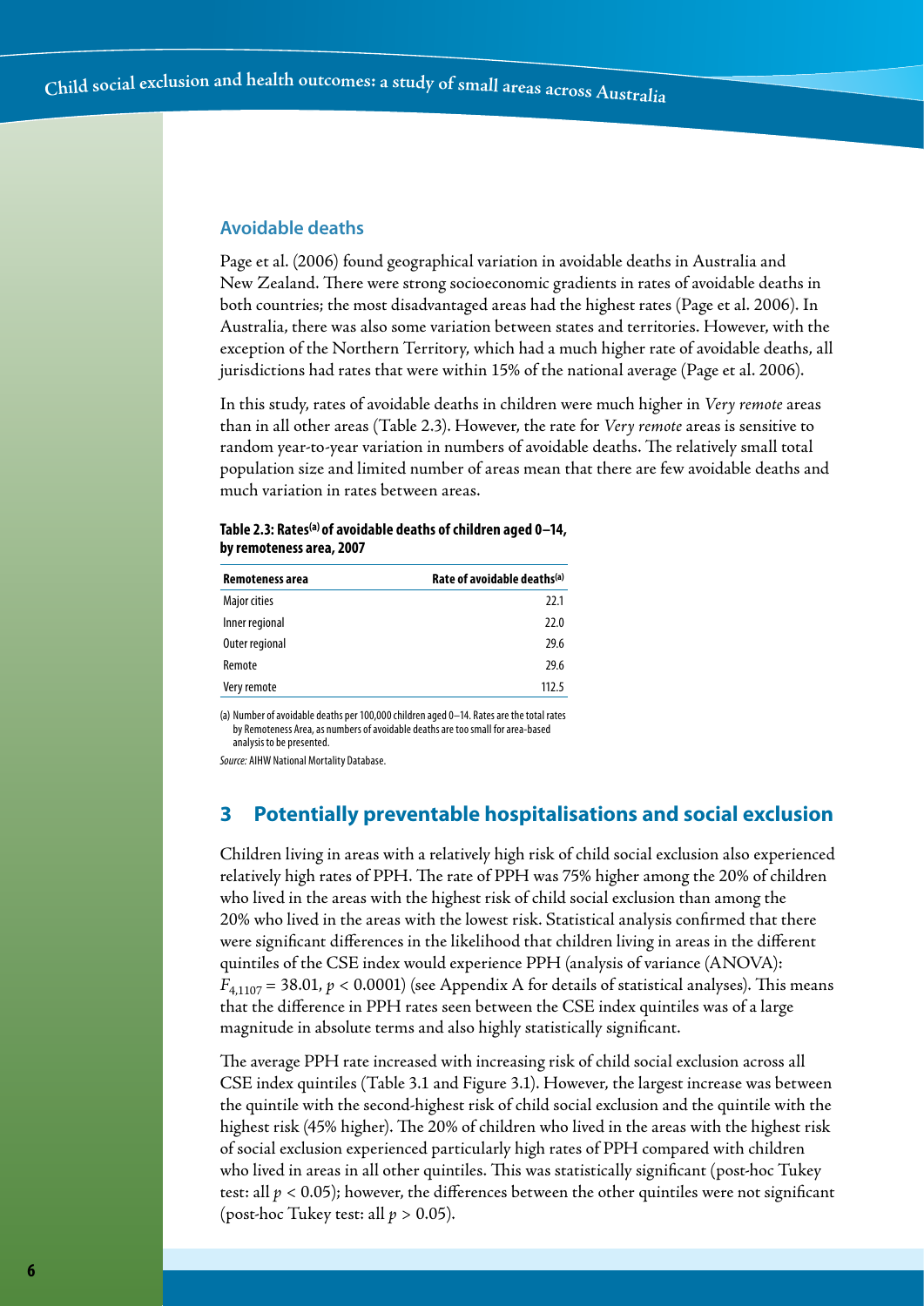### Avoidable deaths

Page et al. (2006) found geographical variation in avoidable deaths in Australia and New Zealand. There were strong socioeconomic gradients in rates of avoidable deaths in both countries; the most disadvantaged areas had the highest rates (Page et al. 2006). In Australia, there was also some variation between states and territories. However, with the exception of the Northern Territory, which had a much higher rate of avoidable deaths, all jurisdictions had rates that were within 15% of the national average (Page et al. 2006).

In this study, rates of avoidable deaths in children were much higher in *Very remote* areas than in all other areas (Table 2.3). However, the rate for *Very remote* areas is sensitive to random year-to-year variation in numbers of avoidable deaths. The relatively small total population size and limited number of areas mean that there are few avoidable deaths and much variation in rates between areas.

**Table 2.3: Rates[(a)] of avoidable deaths of children aged 0–14, by remoteness area, 2007**

| Remoteness area | Rate of avoidable deaths[(a)] |
|---|---:|
| Major cities | 22.1 |
| Inner regional | 22.0 |
| Outer regional | 29.6 |
| Remote | 29.6 |
| Very remote | 112.5 |

(a) Number of avoidable deaths per 100,000 children aged 0–14. Rates are the total rates by Remoteness Area, as numbers of avoidable deaths are too small for area-based analysis to be presented.

*Source:* AIHW National Mortality Database.

## 3 Potentially preventable hospitalisations and social exclusion

Children living in areas with a relatively high risk of child social exclusion also experienced relatively high rates of PPH. The rate of PPH was 75% higher among the 20% of children who lived in the areas with the highest risk of child social exclusion than among the 20% who lived in the areas with the lowest risk. Statistical analysis confirmed that there were significant differences in the likelihood that children living in areas in the different quintiles of the CSE index would experience PPH (analysis of variance (ANOVA): $F_{4,1107} = 38.01$, $p < 0.0001$) (see Appendix A for details of statistical analyses). This means that the difference in PPH rates seen between the CSE index quintiles was of a large magnitude in absolute terms and also highly statistically significant.

The average PPH rate increased with increasing risk of child social exclusion across all CSE index quintiles (Table 3.1 and Figure 3.1). However, the largest increase was between the quintile with the second-highest risk of child social exclusion and the quintile with the highest risk (45% higher). The 20% of children who lived in the areas with the highest risk of social exclusion experienced particularly high rates of PPH compared with children who lived in areas in all other quintiles. This was statistically significant (post-hoc Tukey test: all $p < 0.05$); however, the differences between the other quintiles were not significant (post-hoc Tukey test: all $p > 0.05$).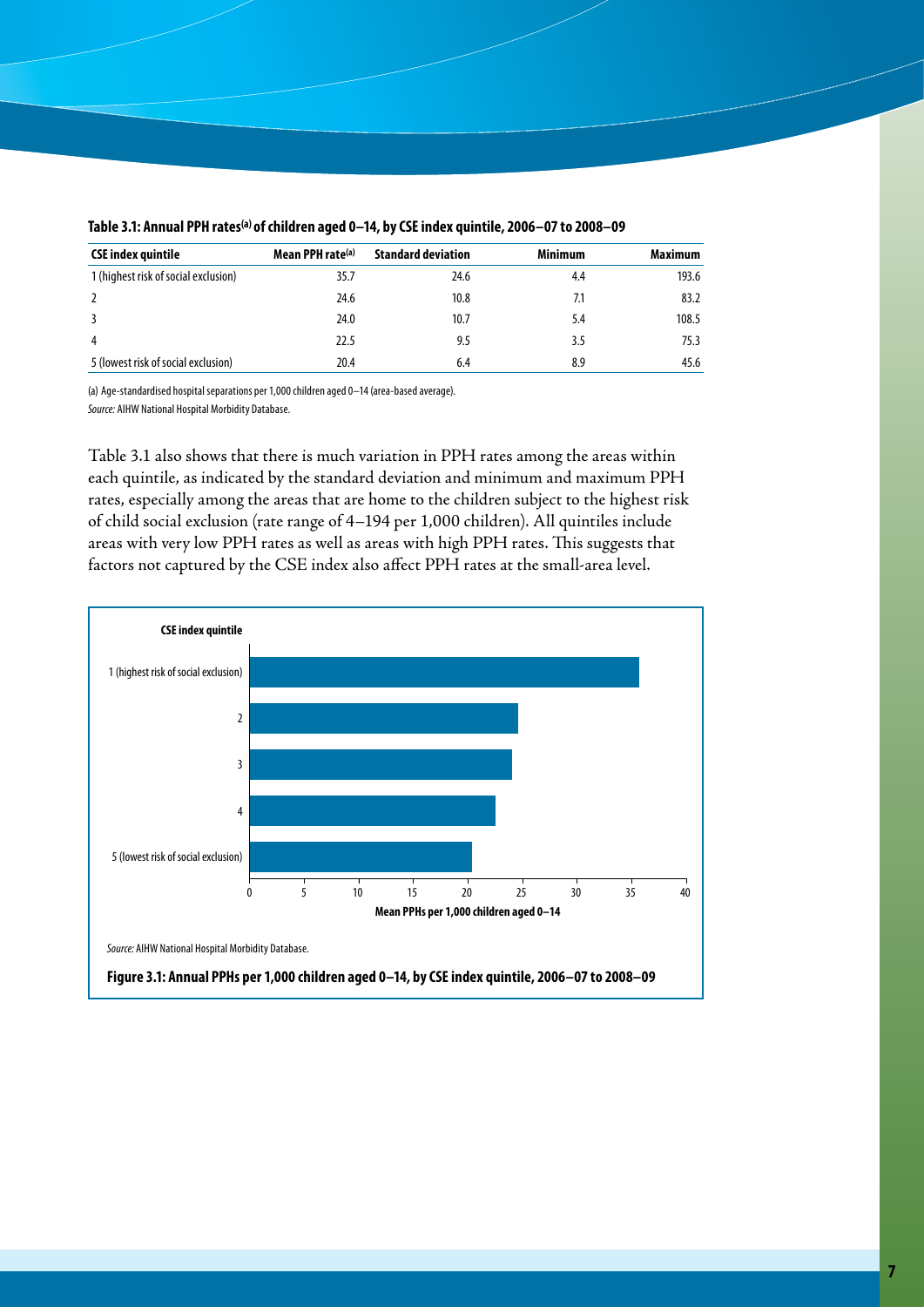**Table 3.1: Annual PPH rates[(a)] of children aged 0–14, by CSE index quintile, 2006–07 to 2008–09**

| CSE index quintile | Mean PPH rate[(a)] | Standard deviation | Minimum | Maximum |
|---|---|---|---|---|
| 1 (highest risk of social exclusion) | 35.7 | 24.6 | 4.4 | 193.6 |
| 2 | 24.6 | 10.8 | 7.1 | 83.2 |
| 3 | 24.0 | 10.7 | 5.4 | 108.5 |
| 4 | 22.5 | 9.5 | 3.5 | 75.3 |
| 5 (lowest risk of social exclusion) | 20.4 | 6.4 | 8.9 | 45.6 |

(a) Age-standardised hospital separations per 1,000 children aged 0–14 (area-based average).

*Source:* AIHW National Hospital Morbidity Database.

Table 3.1 also shows that there is much variation in PPH rates among the areas within each quintile, as indicated by the standard deviation and minimum and maximum PPH rates, especially among the areas that are home to the children subject to the highest risk of child social exclusion (rate range of 4–194 per 1,000 children). All quintiles include areas with very low PPH rates as well as areas with high PPH rates. This suggests that factors not captured by the CSE index also affect PPH rates at the small-area level.

| CSE index quintile | Mean PPHs per 1,000 children aged 0–14 |
|---|---|
| 1 (highest risk of social exclusion) | 35.7 |
| 2 | 24.6 |
| 3 | 24.0 |
| 4 | 22.5 |
| 5 (lowest risk of social exclusion) | 20.4 |

*Source:* AIHW National Hospital Morbidity Database.

**Figure 3.1: Annual PPHs per 1,000 children aged 0–14, by CSE index quintile, 2006–07 to 2008–09**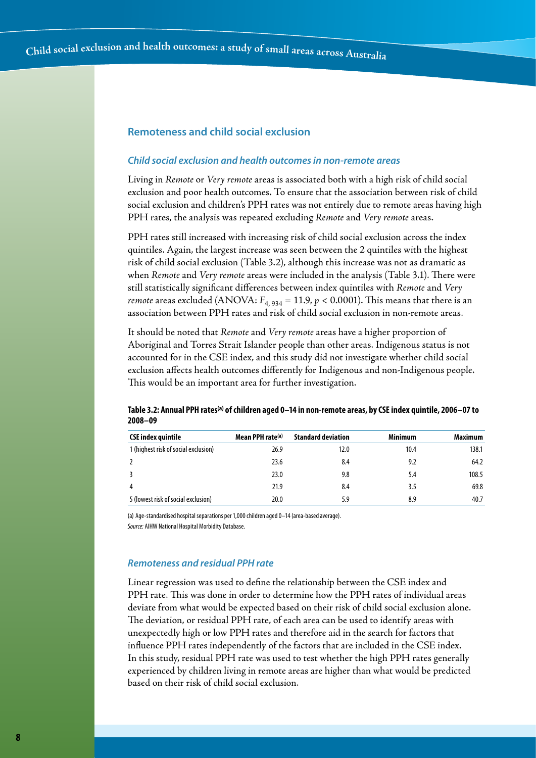## Remoteness and child social exclusion

### *Child social exclusion and health outcomes in non-remote areas*

Living in *Remote* or *Very remote* areas is associated both with a high risk of child social exclusion and poor health outcomes. To ensure that the association between risk of child social exclusion and children's PPH rates was not entirely due to remote areas having high PPH rates, the analysis was repeated excluding *Remote* and *Very remote* areas.

PPH rates still increased with increasing risk of child social exclusion across the index quintiles. Again, the largest increase was seen between the 2 quintiles with the highest risk of child social exclusion (Table 3.2), although this increase was not as dramatic as when *Remote* and *Very remote* areas were included in the analysis (Table 3.1). There were still statistically significant differences between index quintiles with *Remote* and *Very remote* areas excluded (ANOVA: $F_{4, 934} = 11.9$, $p < 0.0001$). This means that there is an association between PPH rates and risk of child social exclusion in non-remote areas.

It should be noted that *Remote* and *Very remote* areas have a higher proportion of Aboriginal and Torres Strait Islander people than other areas. Indigenous status is not accounted for in the CSE index, and this study did not investigate whether child social exclusion affects health outcomes differently for Indigenous and non-Indigenous people. This would be an important area for further investigation.

**Table 3.2: Annual PPH rates[(a)] of children aged 0–14 in non-remote areas, by CSE index quintile, 2006–07 to 2008–09**

| CSE index quintile | Mean PPH rate[(a)] | Standard deviation | Minimum | Maximum |
|---|---|---|---|---|
| 1 (highest risk of social exclusion) | 26.9 | 12.0 | 10.4 | 138.1 |
| 2 | 23.6 | 8.4 | 9.2 | 64.2 |
| 3 | 23.0 | 9.8 | 5.4 | 108.5 |
| 4 | 21.9 | 8.4 | 3.5 | 69.8 |
| 5 (lowest risk of social exclusion) | 20.0 | 5.9 | 8.9 | 40.7 |

(a) Age-standardised hospital separations per 1,000 children aged 0–14 (area-based average).

*Source:* AIHW National Hospital Morbidity Database.

### *Remoteness and residual PPH rate*

Linear regression was used to define the relationship between the CSE index and PPH rate. This was done in order to determine how the PPH rates of individual areas deviate from what would be expected based on their risk of child social exclusion alone. The deviation, or residual PPH rate, of each area can be used to identify areas with unexpectedly high or low PPH rates and therefore aid in the search for factors that influence PPH rates independently of the factors that are included in the CSE index. In this study, residual PPH rate was used to test whether the high PPH rates generally experienced by children living in remote areas are higher than what would be predicted based on their risk of child social exclusion.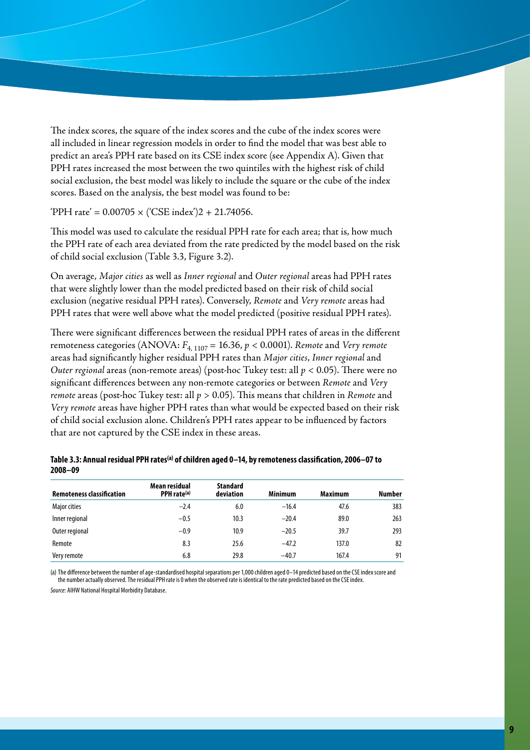The index scores, the square of the index scores and the cube of the index scores were all included in linear regression models in order to find the model that was best able to predict an area's PPH rate based on its CSE index score (see Appendix A). Given that PPH rates increased the most between the two quintiles with the highest risk of child social exclusion, the best model was likely to include the square or the cube of the index scores. Based on the analysis, the best model was found to be:

'PPH rate' = 0.00705 × ('CSE index')2 + 21.74056.

This model was used to calculate the residual PPH rate for each area; that is, how much the PPH rate of each area deviated from the rate predicted by the model based on the risk of child social exclusion (Table 3.3, Figure 3.2).

On average, *Major cities* as well as *Inner regional* and *Outer regional* areas had PPH rates that were slightly lower than the model predicted based on their risk of child social exclusion (negative residual PPH rates). Conversely, *Remote* and *Very remote* areas had PPH rates that were well above what the model predicted (positive residual PPH rates).

There were significant differences between the residual PPH rates of areas in the different remoteness categories (ANOVA: $F_{4,\,1107} = 16.36$, $p < 0.0001$). *Remote* and *Very remote* areas had significantly higher residual PPH rates than *Major cities*, *Inner regional* and *Outer regional* areas (non-remote areas) (post-hoc Tukey test: all $p < 0.05$). There were no significant differences between any non-remote categories or between *Remote* and *Very remote* areas (post-hoc Tukey test: all $p > 0.05$). This means that children in *Remote* and *Very remote* areas have higher PPH rates than what would be expected based on their risk of child social exclusion alone. Children's PPH rates appear to be influenced by factors that are not captured by the CSE index in these areas.

**Table 3.3: Annual residual PPH rates[(a)] of children aged 0–14, by remoteness classification, 2006–07 to 2008–09**

| Remoteness classification | Mean residual PPH rate[(a)] | Standard deviation | Minimum | Maximum | Number |
|---|---|---|---|---|---|
| Major cities | −2.4 | 6.0 | −16.4 | 47.6 | 383 |
| Inner regional | −0.5 | 10.3 | −20.4 | 89.0 | 263 |
| Outer regional | −0.9 | 10.9 | −20.5 | 39.7 | 293 |
| Remote | 8.3 | 25.6 | −47.2 | 137.0 | 82 |
| Very remote | 6.8 | 29.8 | −40.7 | 167.4 | 91 |

(a) The difference between the number of age-standardised hospital separations per 1,000 children aged 0–14 predicted based on the CSE index score and the number actually observed. The residual PPH rate is 0 when the observed rate is identical to the rate predicted based on the CSE index.

*Source:* AIHW National Hospital Morbidity Database.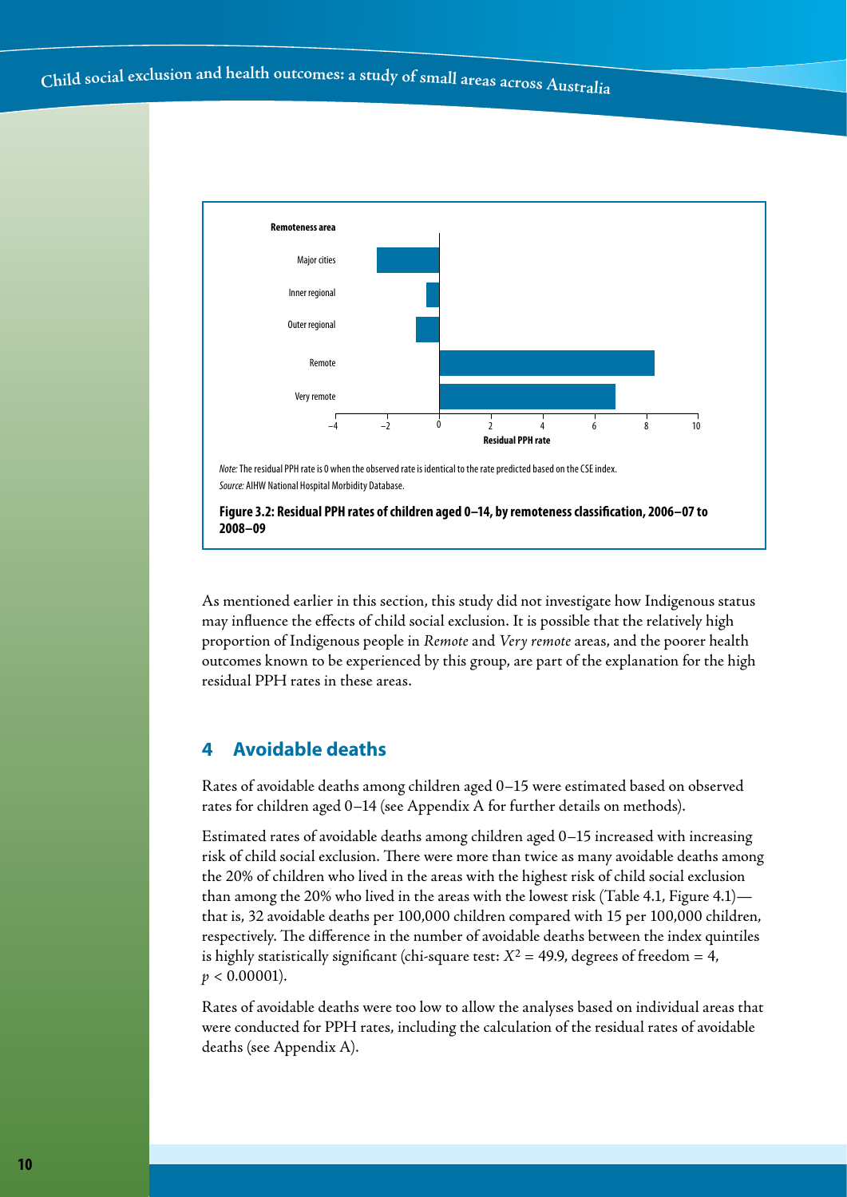Remoteness area

Major cities

Inner regional

Outer regional

Remote

Very remote

−4 −2 0 2 4 6 8 10

Residual PPH rate

*Note:* The residual PPH rate is 0 when the observed rate is identical to the rate predicted based on the CSE index.
*Source:* AIHW National Hospital Morbidity Database.

**Figure 3.2: Residual PPH rates of children aged 0–14, by remoteness classification, 2006–07 to 2008–09**

As mentioned earlier in this section, this study did not investigate how Indigenous status may influence the effects of child social exclusion. It is possible that the relatively high proportion of Indigenous people in *Remote* and *Very remote* areas, and the poorer health outcomes known to be experienced by this group, are part of the explanation for the high residual PPH rates in these areas.

## 4 Avoidable deaths

Rates of avoidable deaths among children aged 0–15 were estimated based on observed rates for children aged 0–14 (see Appendix A for further details on methods).

Estimated rates of avoidable deaths among children aged 0–15 increased with increasing risk of child social exclusion. There were more than twice as many avoidable deaths among the 20% of children who lived in the areas with the highest risk of child social exclusion than among the 20% who lived in the areas with the lowest risk (Table 4.1, Figure 4.1)—that is, 32 avoidable deaths per 100,000 children compared with 15 per 100,000 children, respectively. The difference in the number of avoidable deaths between the index quintiles is highly statistically significant (chi-square test: $X^2 = 49.9$, degrees of freedom = 4, $p < 0.00001$).

Rates of avoidable deaths were too low to allow the analyses based on individual areas that were conducted for PPH rates, including the calculation of the residual rates of avoidable deaths (see Appendix A).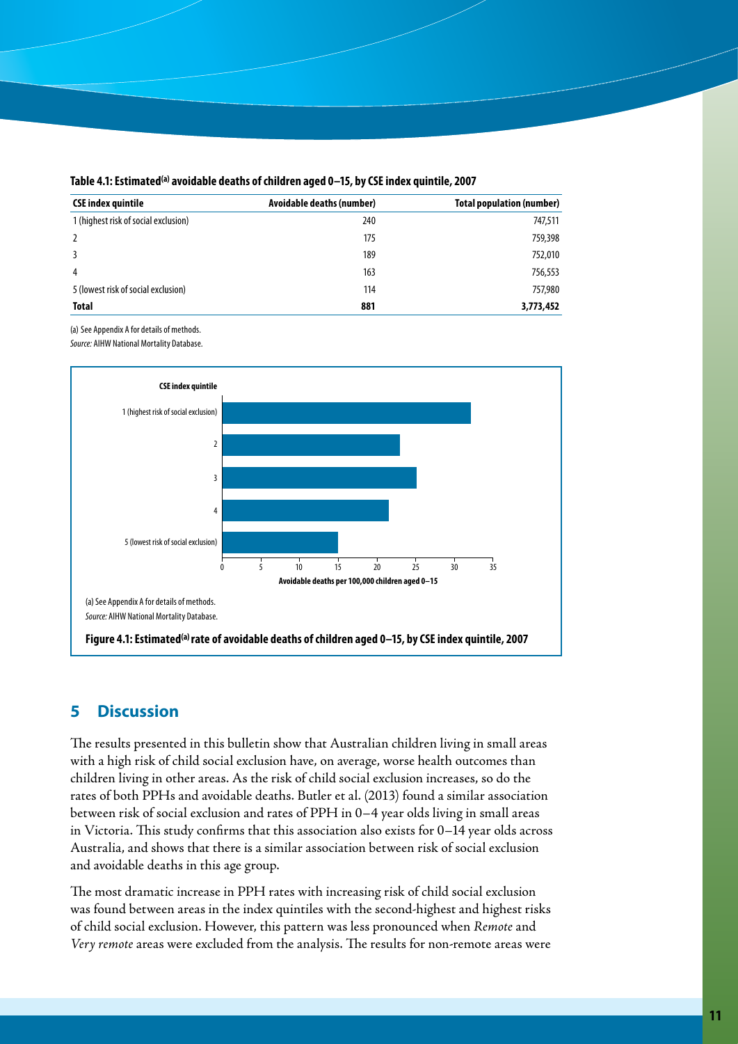**Table 4.1: Estimated[(a)] avoidable deaths of children aged 0–15, by CSE index quintile, 2007**

| CSE index quintile | Avoidable deaths (number) | Total population (number) |
|---|---|---|
| 1 (highest risk of social exclusion) | 240 | 747,511 |
| 2 | 175 | 759,398 |
| 3 | 189 | 752,010 |
| 4 | 163 | 756,553 |
| 5 (lowest risk of social exclusion) | 114 | 757,980 |
| **Total** | **881** | **3,773,452** |

(a) See Appendix A for details of methods.
*Source:* AIHW National Mortality Database.

(a) See Appendix A for details of methods.
*Source:* AIHW National Mortality Database.

**Figure 4.1: Estimated[(a)] rate of avoidable deaths of children aged 0–15, by CSE index quintile, 2007**

## 5 Discussion

The results presented in this bulletin show that Australian children living in small areas with a high risk of child social exclusion have, on average, worse health outcomes than children living in other areas. As the risk of child social exclusion increases, so do the rates of both PPHs and avoidable deaths. Butler et al. (2013) found a similar association between risk of social exclusion and rates of PPH in 0–4 year olds living in small areas in Victoria. This study confirms that this association also exists for 0–14 year olds across Australia, and shows that there is a similar association between risk of social exclusion and avoidable deaths in this age group.

The most dramatic increase in PPH rates with increasing risk of child social exclusion was found between areas in the index quintiles with the second-highest and highest risks of child social exclusion. However, this pattern was less pronounced when *Remote* and *Very remote* areas were excluded from the analysis. The results for non-remote areas were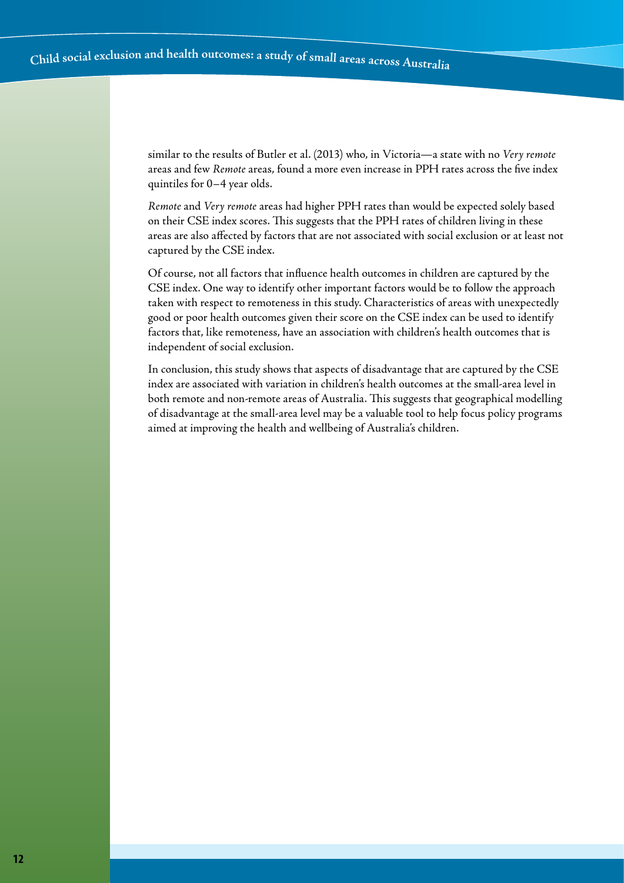similar to the results of Butler et al. (2013) who, in Victoria—a state with no *Very remote* areas and few *Remote* areas, found a more even increase in PPH rates across the five index quintiles for 0–4 year olds.

*Remote* and *Very remote* areas had higher PPH rates than would be expected solely based on their CSE index scores. This suggests that the PPH rates of children living in these areas are also affected by factors that are not associated with social exclusion or at least not captured by the CSE index.

Of course, not all factors that influence health outcomes in children are captured by the CSE index. One way to identify other important factors would be to follow the approach taken with respect to remoteness in this study. Characteristics of areas with unexpectedly good or poor health outcomes given their score on the CSE index can be used to identify factors that, like remoteness, have an association with children's health outcomes that is independent of social exclusion.

In conclusion, this study shows that aspects of disadvantage that are captured by the CSE index are associated with variation in children's health outcomes at the small-area level in both remote and non-remote areas of Australia. This suggests that geographical modelling of disadvantage at the small-area level may be a valuable tool to help focus policy programs aimed at improving the health and wellbeing of Australia's children.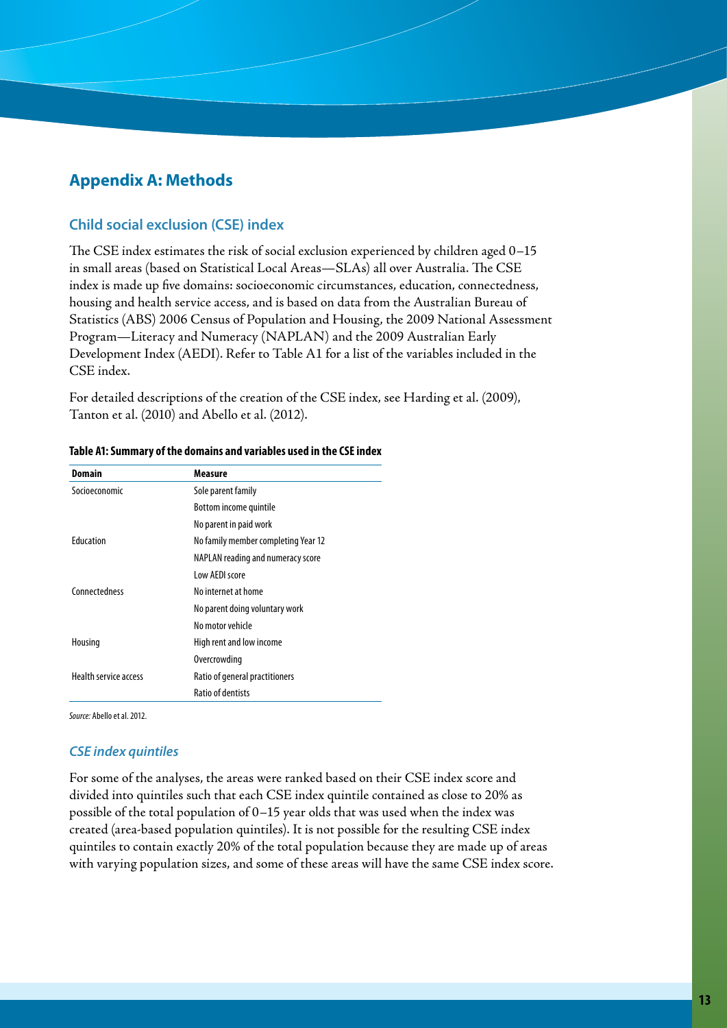# Appendix A: Methods

## Child social exclusion (CSE) index

The CSE index estimates the risk of social exclusion experienced by children aged 0–15 in small areas (based on Statistical Local Areas—SLAs) all over Australia. The CSE index is made up five domains: socioeconomic circumstances, education, connectedness, housing and health service access, and is based on data from the Australian Bureau of Statistics (ABS) 2006 Census of Population and Housing, the 2009 National Assessment Program—Literacy and Numeracy (NAPLAN) and the 2009 Australian Early Development Index (AEDI). Refer to Table A1 for a list of the variables included in the CSE index.

For detailed descriptions of the creation of the CSE index, see Harding et al. (2009), Tanton et al. (2010) and Abello et al. (2012).

**Table A1: Summary of the domains and variables used in the CSE index**

| Domain | Measure |
| --- | --- |
| Socioeconomic | Sole parent family |
| | Bottom income quintile |
| | No parent in paid work |
| Education | No family member completing Year 12 |
| | NAPLAN reading and numeracy score |
| | Low AEDI score |
| Connectedness | No internet at home |
| | No parent doing voluntary work |
| | No motor vehicle |
| Housing | High rent and low income |
| | Overcrowding |
| Health service access | Ratio of general practitioners |
| | Ratio of dentists |

*Source:* Abello et al. 2012.

### *CSE index quintiles*

For some of the analyses, the areas were ranked based on their CSE index score and divided into quintiles such that each CSE index quintile contained as close to 20% as possible of the total population of 0–15 year olds that was used when the index was created (area-based population quintiles). It is not possible for the resulting CSE index quintiles to contain exactly 20% of the total population because they are made up of areas with varying population sizes, and some of these areas will have the same CSE index score.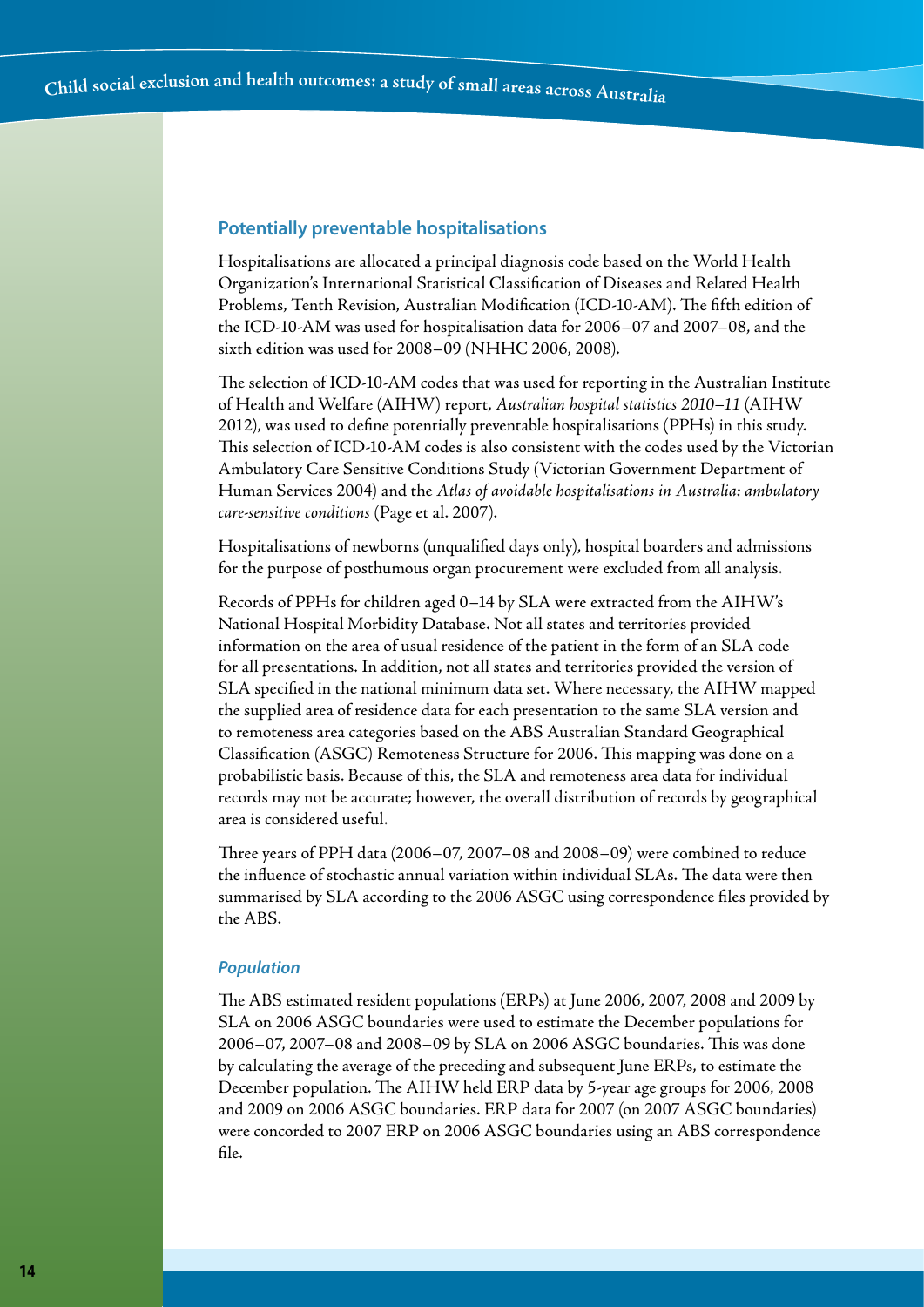## Potentially preventable hospitalisations

Hospitalisations are allocated a principal diagnosis code based on the World Health Organization's International Statistical Classification of Diseases and Related Health Problems, Tenth Revision, Australian Modification (ICD-10-AM). The fifth edition of the ICD-10-AM was used for hospitalisation data for 2006–07 and 2007–08, and the sixth edition was used for 2008–09 (NHHC 2006, 2008).

The selection of ICD-10-AM codes that was used for reporting in the Australian Institute of Health and Welfare (AIHW) report, *Australian hospital statistics 2010–11* (AIHW 2012), was used to define potentially preventable hospitalisations (PPHs) in this study. This selection of ICD-10-AM codes is also consistent with the codes used by the Victorian Ambulatory Care Sensitive Conditions Study (Victorian Government Department of Human Services 2004) and the *Atlas of avoidable hospitalisations in Australia: ambulatory care-sensitive conditions* (Page et al. 2007).

Hospitalisations of newborns (unqualified days only), hospital boarders and admissions for the purpose of posthumous organ procurement were excluded from all analysis.

Records of PPHs for children aged 0–14 by SLA were extracted from the AIHW's National Hospital Morbidity Database. Not all states and territories provided information on the area of usual residence of the patient in the form of an SLA code for all presentations. In addition, not all states and territories provided the version of SLA specified in the national minimum data set. Where necessary, the AIHW mapped the supplied area of residence data for each presentation to the same SLA version and to remoteness area categories based on the ABS Australian Standard Geographical Classification (ASGC) Remoteness Structure for 2006. This mapping was done on a probabilistic basis. Because of this, the SLA and remoteness area data for individual records may not be accurate; however, the overall distribution of records by geographical area is considered useful.

Three years of PPH data (2006–07, 2007–08 and 2008–09) were combined to reduce the influence of stochastic annual variation within individual SLAs. The data were then summarised by SLA according to the 2006 ASGC using correspondence files provided by the ABS.

### *Population*

The ABS estimated resident populations (ERPs) at June 2006, 2007, 2008 and 2009 by SLA on 2006 ASGC boundaries were used to estimate the December populations for 2006–07, 2007–08 and 2008–09 by SLA on 2006 ASGC boundaries. This was done by calculating the average of the preceding and subsequent June ERPs, to estimate the December population. The AIHW held ERP data by 5-year age groups for 2006, 2008 and 2009 on 2006 ASGC boundaries. ERP data for 2007 (on 2007 ASGC boundaries) were concorded to 2007 ERP on 2006 ASGC boundaries using an ABS correspondence file.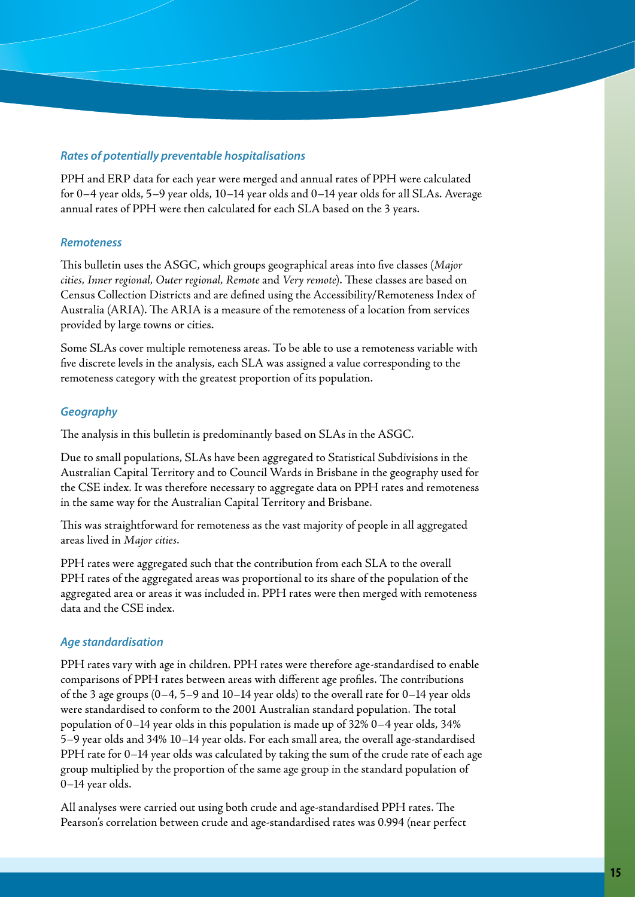### *Rates of potentially preventable hospitalisations*

PPH and ERP data for each year were merged and annual rates of PPH were calculated for 0–4 year olds, 5–9 year olds, 10–14 year olds and 0–14 year olds for all SLAs. Average annual rates of PPH were then calculated for each SLA based on the 3 years.

### *Remoteness*

This bulletin uses the ASGC, which groups geographical areas into five classes (*Major cities, Inner regional, Outer regional, Remote* and *Very remote*). These classes are based on Census Collection Districts and are defined using the Accessibility/Remoteness Index of Australia (ARIA). The ARIA is a measure of the remoteness of a location from services provided by large towns or cities.

Some SLAs cover multiple remoteness areas. To be able to use a remoteness variable with five discrete levels in the analysis, each SLA was assigned a value corresponding to the remoteness category with the greatest proportion of its population.

### *Geography*

The analysis in this bulletin is predominantly based on SLAs in the ASGC.

Due to small populations, SLAs have been aggregated to Statistical Subdivisions in the Australian Capital Territory and to Council Wards in Brisbane in the geography used for the CSE index. It was therefore necessary to aggregate data on PPH rates and remoteness in the same way for the Australian Capital Territory and Brisbane.

This was straightforward for remoteness as the vast majority of people in all aggregated areas lived in *Major cities*.

PPH rates were aggregated such that the contribution from each SLA to the overall PPH rates of the aggregated areas was proportional to its share of the population of the aggregated area or areas it was included in. PPH rates were then merged with remoteness data and the CSE index.

### *Age standardisation*

PPH rates vary with age in children. PPH rates were therefore age-standardised to enable comparisons of PPH rates between areas with different age profiles. The contributions of the 3 age groups (0–4, 5–9 and 10–14 year olds) to the overall rate for 0–14 year olds were standardised to conform to the 2001 Australian standard population. The total population of 0–14 year olds in this population is made up of 32% 0–4 year olds, 34% 5–9 year olds and 34% 10–14 year olds. For each small area, the overall age-standardised PPH rate for 0–14 year olds was calculated by taking the sum of the crude rate of each age group multiplied by the proportion of the same age group in the standard population of 0–14 year olds.

All analyses were carried out using both crude and age-standardised PPH rates. The Pearson's correlation between crude and age-standardised rates was 0.994 (near perfect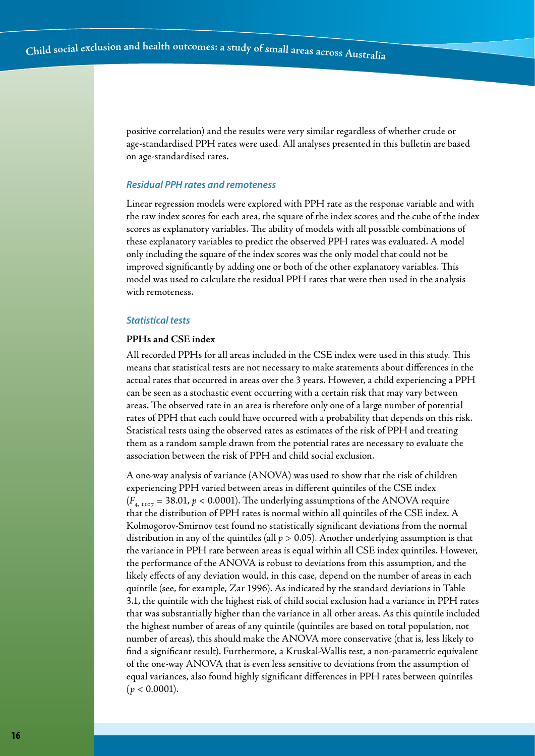positive correlation) and the results were very similar regardless of whether crude or age-standardised PPH rates were used. All analyses presented in this bulletin are based on age-standardised rates.

### *Residual PPH rates and remoteness*

Linear regression models were explored with PPH rate as the response variable and with the raw index scores for each area, the square of the index scores and the cube of the index scores as explanatory variables. The ability of models with all possible combinations of these explanatory variables to predict the observed PPH rates was evaluated. A model only including the square of the index scores was the only model that could not be improved significantly by adding one or both of the other explanatory variables. This model was used to calculate the residual PPH rates that were then used in the analysis with remoteness.

### *Statistical tests*

#### PPHs and CSE index

All recorded PPHs for all areas included in the CSE index were used in this study. This means that statistical tests are not necessary to make statements about differences in the actual rates that occurred in areas over the 3 years. However, a child experiencing a PPH can be seen as a stochastic event occurring with a certain risk that may vary between areas. The observed rate in an area is therefore only one of a large number of potential rates of PPH that each could have occurred with a probability that depends on this risk. Statistical tests using the observed rates as estimates of the risk of PPH and treating them as a random sample drawn from the potential rates are necessary to evaluate the association between the risk of PPH and child social exclusion.

A one-way analysis of variance (ANOVA) was used to show that the risk of children experiencing PPH varied between areas in different quintiles of the CSE index ($F_{4, 1107} = 38.01$, $p < 0.0001$). The underlying assumptions of the ANOVA require that the distribution of PPH rates is normal within all quintiles of the CSE index. A Kolmogorov-Smirnov test found no statistically significant deviations from the normal distribution in any of the quintiles (all $p > 0.05$). Another underlying assumption is that the variance in PPH rate between areas is equal within all CSE index quintiles. However, the performance of the ANOVA is robust to deviations from this assumption, and the likely effects of any deviation would, in this case, depend on the number of areas in each quintile (see, for example, Zar 1996). As indicated by the standard deviations in Table 3.1, the quintile with the highest risk of child social exclusion had a variance in PPH rates that was substantially higher than the variance in all other areas. As this quintile included the highest number of areas of any quintile (quintiles are based on total population, not number of areas), this should make the ANOVA more conservative (that is, less likely to find a significant result). Furthermore, a Kruskal-Wallis test, a non-parametric equivalent of the one-way ANOVA that is even less sensitive to deviations from the assumption of equal variances, also found highly significant differences in PPH rates between quintiles ($p < 0.0001$).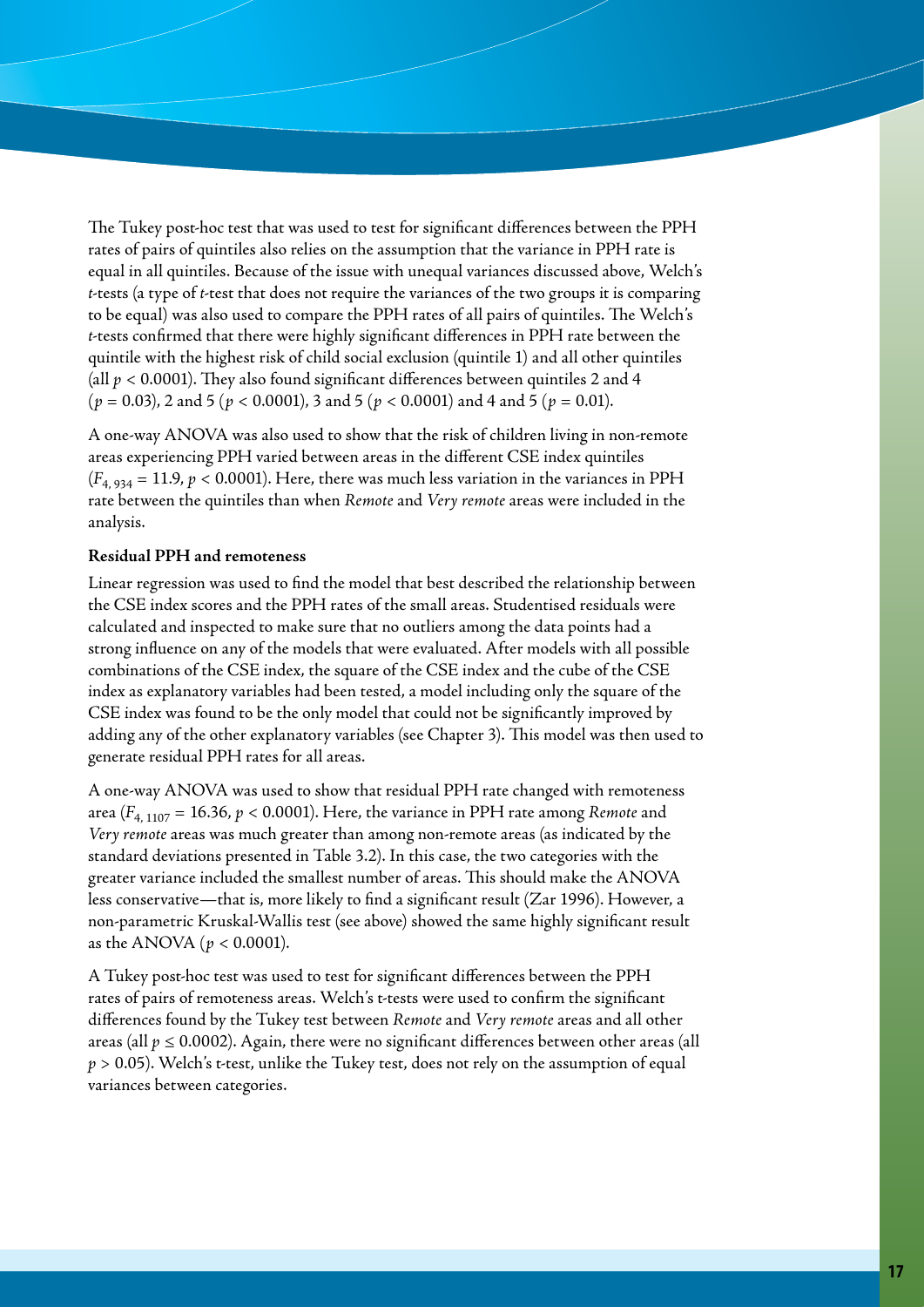The Tukey post-hoc test that was used to test for significant differences between the PPH rates of pairs of quintiles also relies on the assumption that the variance in PPH rate is equal in all quintiles. Because of the issue with unequal variances discussed above, Welch's *t*-tests (a type of *t*-test that does not require the variances of the two groups it is comparing to be equal) was also used to compare the PPH rates of all pairs of quintiles. The Welch's *t*-tests confirmed that there were highly significant differences in PPH rate between the quintile with the highest risk of child social exclusion (quintile 1) and all other quintiles (all $p < 0.0001$). They also found significant differences between quintiles 2 and 4 ($p = 0.03$), 2 and 5 ($p < 0.0001$), 3 and 5 ($p < 0.0001$) and 4 and 5 ($p = 0.01$).

A one-way ANOVA was also used to show that the risk of children living in non-remote areas experiencing PPH varied between areas in the different CSE index quintiles ($F_{4,\,934} = 11.9$, $p < 0.0001$). Here, there was much less variation in the variances in PPH rate between the quintiles than when *Remote* and *Very remote* areas were included in the analysis.

**Residual PPH and remoteness**

Linear regression was used to find the model that best described the relationship between the CSE index scores and the PPH rates of the small areas. Studentised residuals were calculated and inspected to make sure that no outliers among the data points had a strong influence on any of the models that were evaluated. After models with all possible combinations of the CSE index, the square of the CSE index and the cube of the CSE index as explanatory variables had been tested, a model including only the square of the CSE index was found to be the only model that could not be significantly improved by adding any of the other explanatory variables (see Chapter 3). This model was then used to generate residual PPH rates for all areas.

A one-way ANOVA was used to show that residual PPH rate changed with remoteness area ($F_{4,\,1107} = 16.36$, $p < 0.0001$). Here, the variance in PPH rate among *Remote* and *Very remote* areas was much greater than among non-remote areas (as indicated by the standard deviations presented in Table 3.2). In this case, the two categories with the greater variance included the smallest number of areas. This should make the ANOVA less conservative—that is, more likely to find a significant result (Zar 1996). However, a non-parametric Kruskal-Wallis test (see above) showed the same highly significant result as the ANOVA ($p < 0.0001$).

A Tukey post-hoc test was used to test for significant differences between the PPH rates of pairs of remoteness areas. Welch's t-tests were used to confirm the significant differences found by the Tukey test between *Remote* and *Very remote* areas and all other areas (all $p \leq 0.0002$). Again, there were no significant differences between other areas (all $p > 0.05$). Welch's t-test, unlike the Tukey test, does not rely on the assumption of equal variances between categories.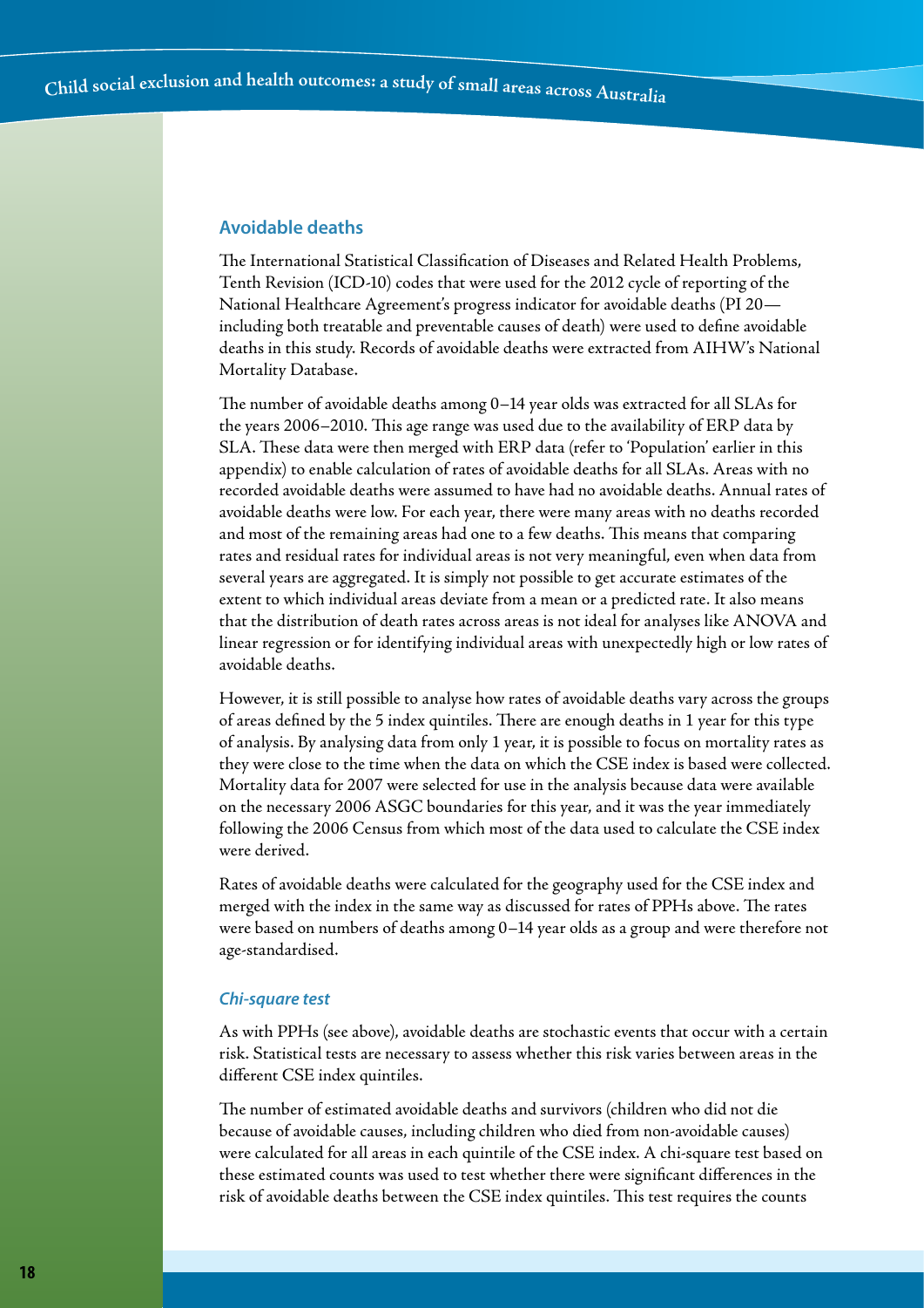## Avoidable deaths

The International Statistical Classification of Diseases and Related Health Problems, Tenth Revision (ICD-10) codes that were used for the 2012 cycle of reporting of the National Healthcare Agreement's progress indicator for avoidable deaths (PI 20—including both treatable and preventable causes of death) were used to define avoidable deaths in this study. Records of avoidable deaths were extracted from AIHW's National Mortality Database.

The number of avoidable deaths among 0–14 year olds was extracted for all SLAs for the years 2006–2010. This age range was used due to the availability of ERP data by SLA. These data were then merged with ERP data (refer to 'Population' earlier in this appendix) to enable calculation of rates of avoidable deaths for all SLAs. Areas with no recorded avoidable deaths were assumed to have had no avoidable deaths. Annual rates of avoidable deaths were low. For each year, there were many areas with no deaths recorded and most of the remaining areas had one to a few deaths. This means that comparing rates and residual rates for individual areas is not very meaningful, even when data from several years are aggregated. It is simply not possible to get accurate estimates of the extent to which individual areas deviate from a mean or a predicted rate. It also means that the distribution of death rates across areas is not ideal for analyses like ANOVA and linear regression or for identifying individual areas with unexpectedly high or low rates of avoidable deaths.

However, it is still possible to analyse how rates of avoidable deaths vary across the groups of areas defined by the 5 index quintiles. There are enough deaths in 1 year for this type of analysis. By analysing data from only 1 year, it is possible to focus on mortality rates as they were close to the time when the data on which the CSE index is based were collected. Mortality data for 2007 were selected for use in the analysis because data were available on the necessary 2006 ASGC boundaries for this year, and it was the year immediately following the 2006 Census from which most of the data used to calculate the CSE index were derived.

Rates of avoidable deaths were calculated for the geography used for the CSE index and merged with the index in the same way as discussed for rates of PPHs above. The rates were based on numbers of deaths among 0–14 year olds as a group and were therefore not age-standardised.

### *Chi-square test*

As with PPHs (see above), avoidable deaths are stochastic events that occur with a certain risk. Statistical tests are necessary to assess whether this risk varies between areas in the different CSE index quintiles.

The number of estimated avoidable deaths and survivors (children who did not die because of avoidable causes, including children who died from non-avoidable causes) were calculated for all areas in each quintile of the CSE index. A chi-square test based on these estimated counts was used to test whether there were significant differences in the risk of avoidable deaths between the CSE index quintiles. This test requires the counts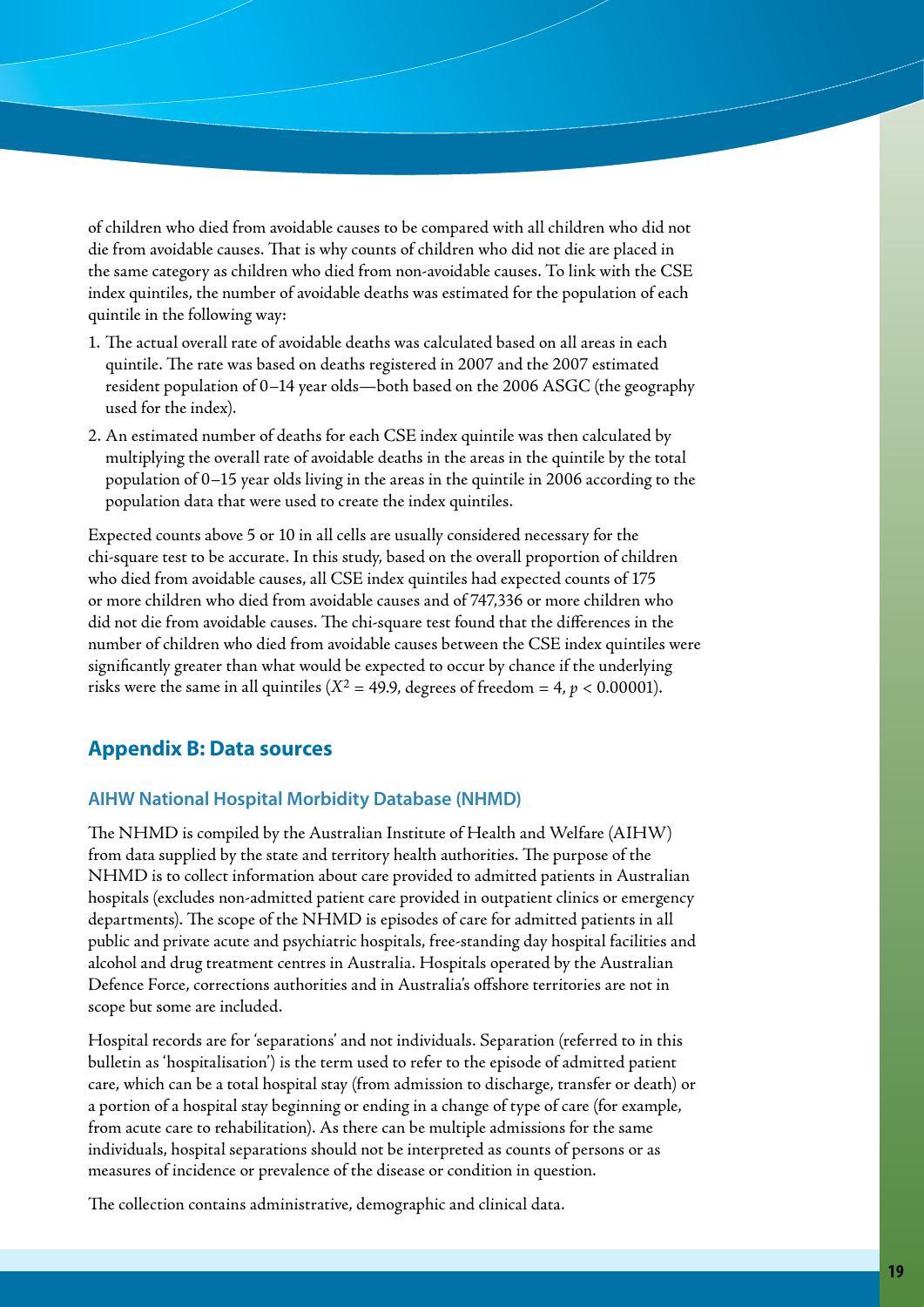of children who died from avoidable causes to be compared with all children who did not die from avoidable causes. That is why counts of children who did not die are placed in the same category as children who died from non-avoidable causes. To link with the CSE index quintiles, the number of avoidable deaths was estimated for the population of each quintile in the following way:

1. The actual overall rate of avoidable deaths was calculated based on all areas in each quintile. The rate was based on deaths registered in 2007 and the 2007 estimated resident population of 0–14 year olds—both based on the 2006 ASGC (the geography used for the index).
2. An estimated number of deaths for each CSE index quintile was then calculated by multiplying the overall rate of avoidable deaths in the areas in the quintile by the total population of 0–15 year olds living in the areas in the quintile in 2006 according to the population data that were used to create the index quintiles.

Expected counts above 5 or 10 in all cells are usually considered necessary for the chi-square test to be accurate. In this study, based on the overall proportion of children who died from avoidable causes, all CSE index quintiles had expected counts of 175 or more children who died from avoidable causes and of 747,336 or more children who did not die from avoidable causes. The chi-square test found that the differences in the number of children who died from avoidable causes between the CSE index quintiles were significantly greater than what would be expected to occur by chance if the underlying risks were the same in all quintiles ($X^2$ = 49.9, degrees of freedom = 4, $p < 0.00001$).

## Appendix B: Data sources

### AIHW National Hospital Morbidity Database (NHMD)

The NHMD is compiled by the Australian Institute of Health and Welfare (AIHW) from data supplied by the state and territory health authorities. The purpose of the NHMD is to collect information about care provided to admitted patients in Australian hospitals (excludes non-admitted patient care provided in outpatient clinics or emergency departments). The scope of the NHMD is episodes of care for admitted patients in all public and private acute and psychiatric hospitals, free-standing day hospital facilities and alcohol and drug treatment centres in Australia. Hospitals operated by the Australian Defence Force, corrections authorities and in Australia's offshore territories are not in scope but some are included.

Hospital records are for 'separations' and not individuals. Separation (referred to in this bulletin as 'hospitalisation') is the term used to refer to the episode of admitted patient care, which can be a total hospital stay (from admission to discharge, transfer or death) or a portion of a hospital stay beginning or ending in a change of type of care (for example, from acute care to rehabilitation). As there can be multiple admissions for the same individuals, hospital separations should not be interpreted as counts of persons or as measures of incidence or prevalence of the disease or condition in question.

The collection contains administrative, demographic and clinical data.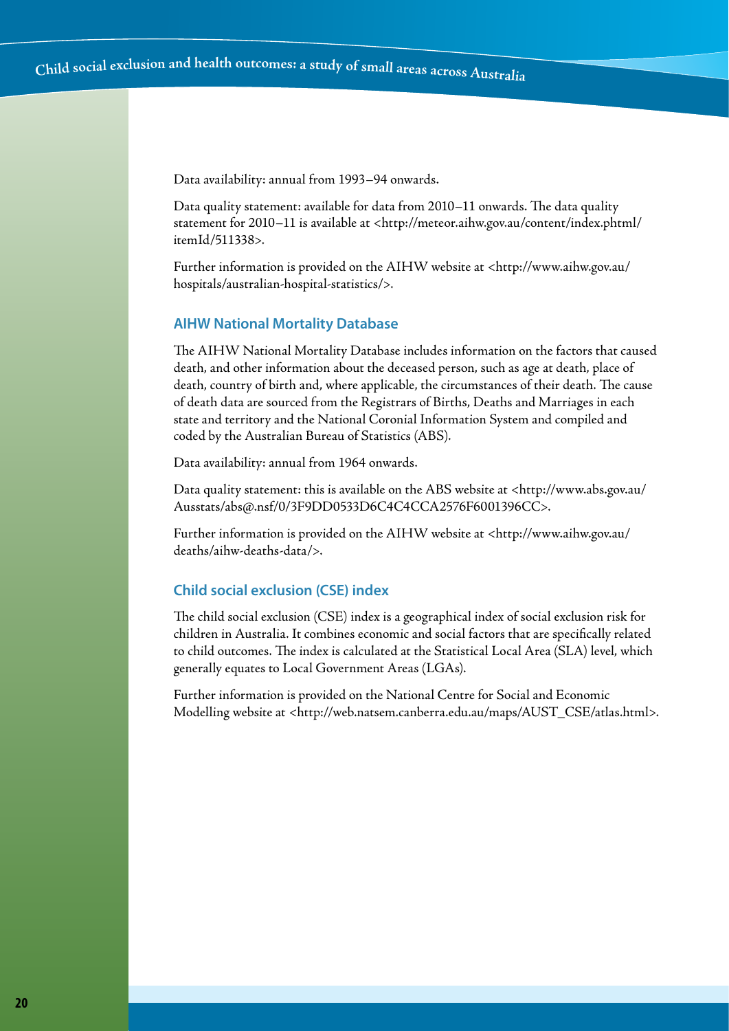Data availability: annual from 1993–94 onwards.

Data quality statement: available for data from 2010–11 onwards. The data quality statement for 2010–11 is available at <http://meteor.aihw.gov.au/content/index.phtml/itemId/511338>.

Further information is provided on the AIHW website at <http://www.aihw.gov.au/hospitals/australian-hospital-statistics/>.

### AIHW National Mortality Database

The AIHW National Mortality Database includes information on the factors that caused death, and other information about the deceased person, such as age at death, place of death, country of birth and, where applicable, the circumstances of their death. The cause of death data are sourced from the Registrars of Births, Deaths and Marriages in each state and territory and the National Coronial Information System and compiled and coded by the Australian Bureau of Statistics (ABS).

Data availability: annual from 1964 onwards.

Data quality statement: this is available on the ABS website at <http://www.abs.gov.au/Ausstats/abs@.nsf/0/3F9DD0533D6C4C4CCA2576F6001396CC>.

Further information is provided on the AIHW website at <http://www.aihw.gov.au/deaths/aihw-deaths-data/>.

### Child social exclusion (CSE) index

The child social exclusion (CSE) index is a geographical index of social exclusion risk for children in Australia. It combines economic and social factors that are specifically related to child outcomes. The index is calculated at the Statistical Local Area (SLA) level, which generally equates to Local Government Areas (LGAs).

Further information is provided on the National Centre for Social and Economic Modelling website at <http://web.natsem.canberra.edu.au/maps/AUST_CSE/atlas.html>.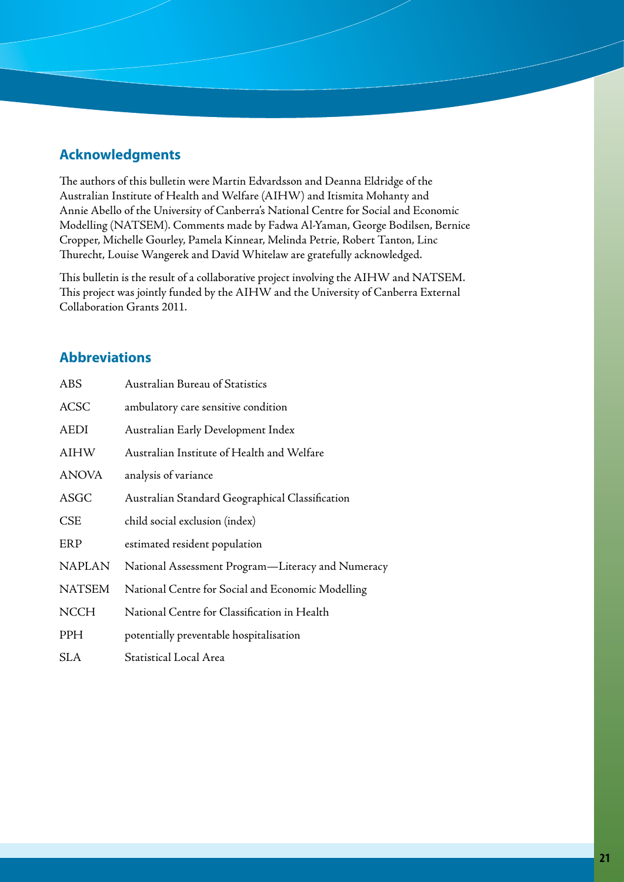## Acknowledgments

The authors of this bulletin were Martin Edvardsson and Deanna Eldridge of the Australian Institute of Health and Welfare (AIHW) and Itismita Mohanty and Annie Abello of the University of Canberra's National Centre for Social and Economic Modelling (NATSEM). Comments made by Fadwa Al-Yaman, George Bodilsen, Bernice Cropper, Michelle Gourley, Pamela Kinnear, Melinda Petrie, Robert Tanton, Linc Thurecht, Louise Wangerek and David Whitelaw are gratefully acknowledged.

This bulletin is the result of a collaborative project involving the AIHW and NATSEM. This project was jointly funded by the AIHW and the University of Canberra External Collaboration Grants 2011.

## Abbreviations

| | |
|---|---|
| ABS | Australian Bureau of Statistics |
| ACSC | ambulatory care sensitive condition |
| AEDI | Australian Early Development Index |
| AIHW | Australian Institute of Health and Welfare |
| ANOVA | analysis of variance |
| ASGC | Australian Standard Geographical Classification |
| CSE | child social exclusion (index) |
| ERP | estimated resident population |
| NAPLAN | National Assessment Program—Literacy and Numeracy |
| NATSEM | National Centre for Social and Economic Modelling |
| NCCH | National Centre for Classification in Health |
| PPH | potentially preventable hospitalisation |
| SLA | Statistical Local Area |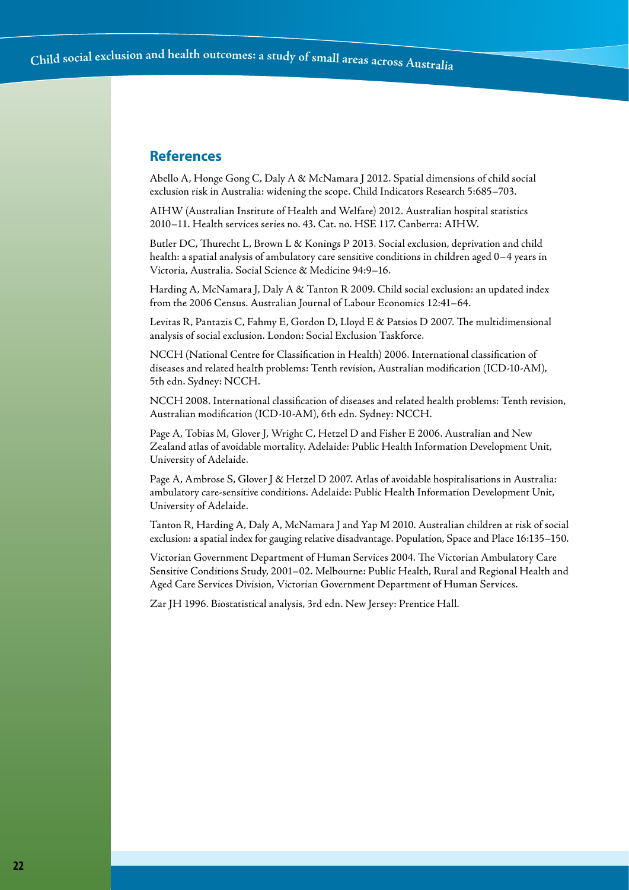## References

Abello A, Honge Gong C, Daly A & McNamara J 2012. Spatial dimensions of child social exclusion risk in Australia: widening the scope. Child Indicators Research 5:685–703.

AIHW (Australian Institute of Health and Welfare) 2012. Australian hospital statistics 2010–11. Health services series no. 43. Cat. no. HSE 117. Canberra: AIHW.

Butler DC, Thurecht L, Brown L & Konings P 2013. Social exclusion, deprivation and child health: a spatial analysis of ambulatory care sensitive conditions in children aged 0–4 years in Victoria, Australia. Social Science & Medicine 94:9–16.

Harding A, McNamara J, Daly A & Tanton R 2009. Child social exclusion: an updated index from the 2006 Census. Australian Journal of Labour Economics 12:41–64.

Levitas R, Pantazis C, Fahmy E, Gordon D, Lloyd E & Patsios D 2007. The multidimensional analysis of social exclusion. London: Social Exclusion Taskforce.

NCCH (National Centre for Classification in Health) 2006. International classification of diseases and related health problems: Tenth revision, Australian modification (ICD-10-AM), 5th edn. Sydney: NCCH.

NCCH 2008. International classification of diseases and related health problems: Tenth revision, Australian modification (ICD-10-AM), 6th edn. Sydney: NCCH.

Page A, Tobias M, Glover J, Wright C, Hetzel D and Fisher E 2006. Australian and New Zealand atlas of avoidable mortality. Adelaide: Public Health Information Development Unit, University of Adelaide.

Page A, Ambrose S, Glover J & Hetzel D 2007. Atlas of avoidable hospitalisations in Australia: ambulatory care-sensitive conditions. Adelaide: Public Health Information Development Unit, University of Adelaide.

Tanton R, Harding A, Daly A, McNamara J and Yap M 2010. Australian children at risk of social exclusion: a spatial index for gauging relative disadvantage. Population, Space and Place 16:135–150.

Victorian Government Department of Human Services 2004. The Victorian Ambulatory Care Sensitive Conditions Study, 2001–02. Melbourne: Public Health, Rural and Regional Health and Aged Care Services Division, Victorian Government Department of Human Services.

Zar JH 1996. Biostatistical analysis, 3rd edn. New Jersey: Prentice Hall.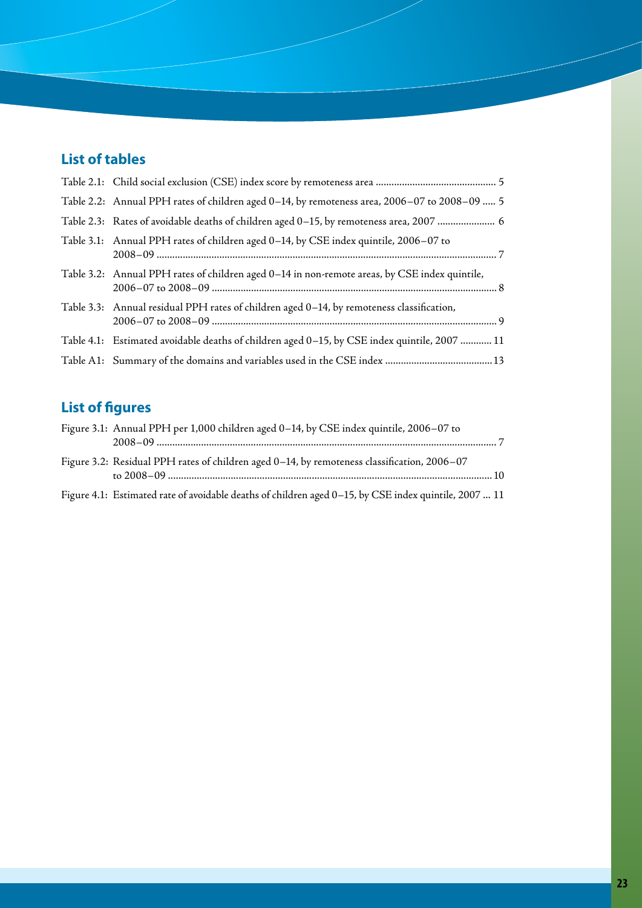## List of tables

Table 2.1: Child social exclusion (CSE) index score by remoteness area ............................................. 5

Table 2.2: Annual PPH rates of children aged 0–14, by remoteness area, 2006–07 to 2008–09 ..... 5

Table 2.3: Rates of avoidable deaths of children aged 0–15, by remoteness area, 2007 ...................... 6

Table 3.1: Annual PPH rates of children aged 0–14, by CSE index quintile, 2006–07 to 2008–09 ................................................................................................................................ 7

Table 3.2: Annual PPH rates of children aged 0–14 in non-remote areas, by CSE index quintile, 2006–07 to 2008–09 ........................................................................................................... 8

Table 3.3: Annual residual PPH rates of children aged 0–14, by remoteness classification, 2006–07 to 2008–09 ........................................................................................................... 9

Table 4.1: Estimated avoidable deaths of children aged 0–15, by CSE index quintile, 2007 ............ 11

Table A1: Summary of the domains and variables used in the CSE index ........................................ 13

## List of figures

Figure 3.1: Annual PPH per 1,000 children aged 0–14, by CSE index quintile, 2006–07 to 2008–09 ................................................................................................................................ 7

Figure 3.2: Residual PPH rates of children aged 0–14, by remoteness classification, 2006–07 to 2008–09 ......................................................................................................................... 10

Figure 4.1: Estimated rate of avoidable deaths of children aged 0–15, by CSE index quintile, 2007 ... 11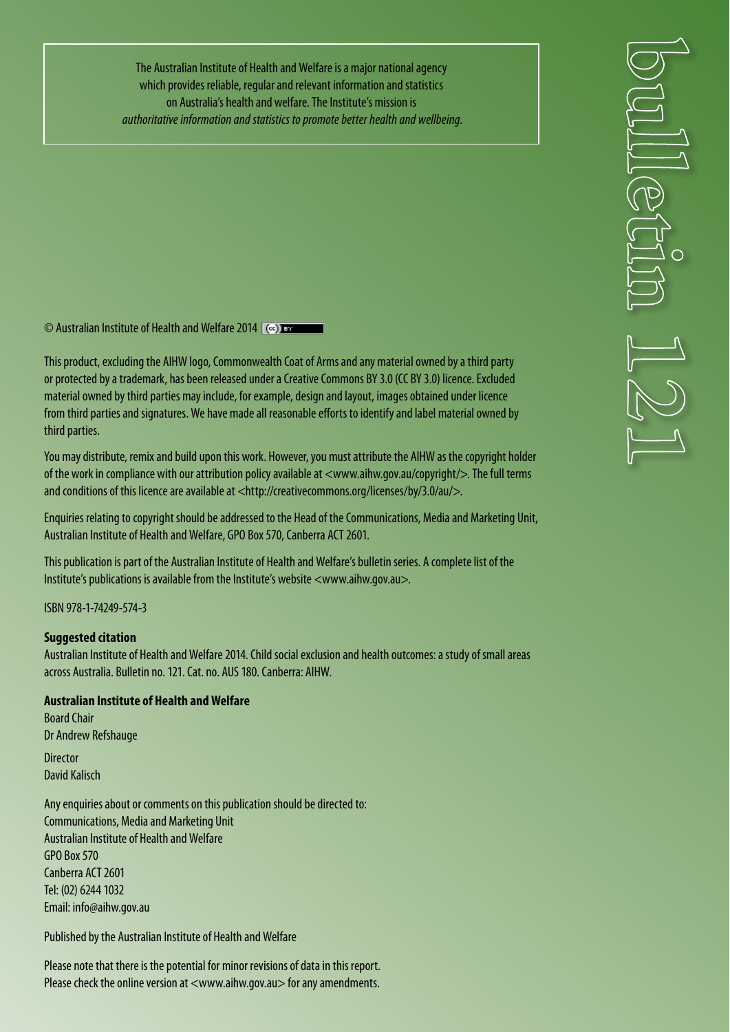The Australian Institute of Health and Welfare is a major national agency which provides reliable, regular and relevant information and statistics on Australia's health and welfare. The Institute's mission is *authoritative information and statistics to promote better health and wellbeing.*

bulletin 121

© Australian Institute of Health and Welfare 2014

This product, excluding the AIHW logo, Commonwealth Coat of Arms and any material owned by a third party or protected by a trademark, has been released under a Creative Commons BY 3.0 (CC BY 3.0) licence. Excluded material owned by third parties may include, for example, design and layout, images obtained under licence from third parties and signatures. We have made all reasonable efforts to identify and label material owned by third parties.

You may distribute, remix and build upon this work. However, you must attribute the AIHW as the copyright holder of the work in compliance with our attribution policy available at <www.aihw.gov.au/copyright/>. The full terms and conditions of this licence are available at <http://creativecommons.org/licenses/by/3.0/au/>.

Enquiries relating to copyright should be addressed to the Head of the Communications, Media and Marketing Unit, Australian Institute of Health and Welfare, GPO Box 570, Canberra ACT 2601.

This publication is part of the Australian Institute of Health and Welfare's bulletin series. A complete list of the Institute's publications is available from the Institute's website <www.aihw.gov.au>.

ISBN 978-1-74249-574-3

**Suggested citation**

Australian Institute of Health and Welfare 2014. Child social exclusion and health outcomes: a study of small areas across Australia. Bulletin no. 121. Cat. no. AUS 180. Canberra: AIHW.

**Australian Institute of Health and Welfare**

Board Chair
Dr Andrew Refshauge

Director
David Kalisch

Any enquiries about or comments on this publication should be directed to:
Communications, Media and Marketing Unit
Australian Institute of Health and Welfare
GPO Box 570
Canberra ACT 2601
Tel: (02) 6244 1032
Email: info@aihw.gov.au

Published by the Australian Institute of Health and Welfare

Please note that there is the potential for minor revisions of data in this report.
Please check the online version at <www.aihw.gov.au> for any amendments.